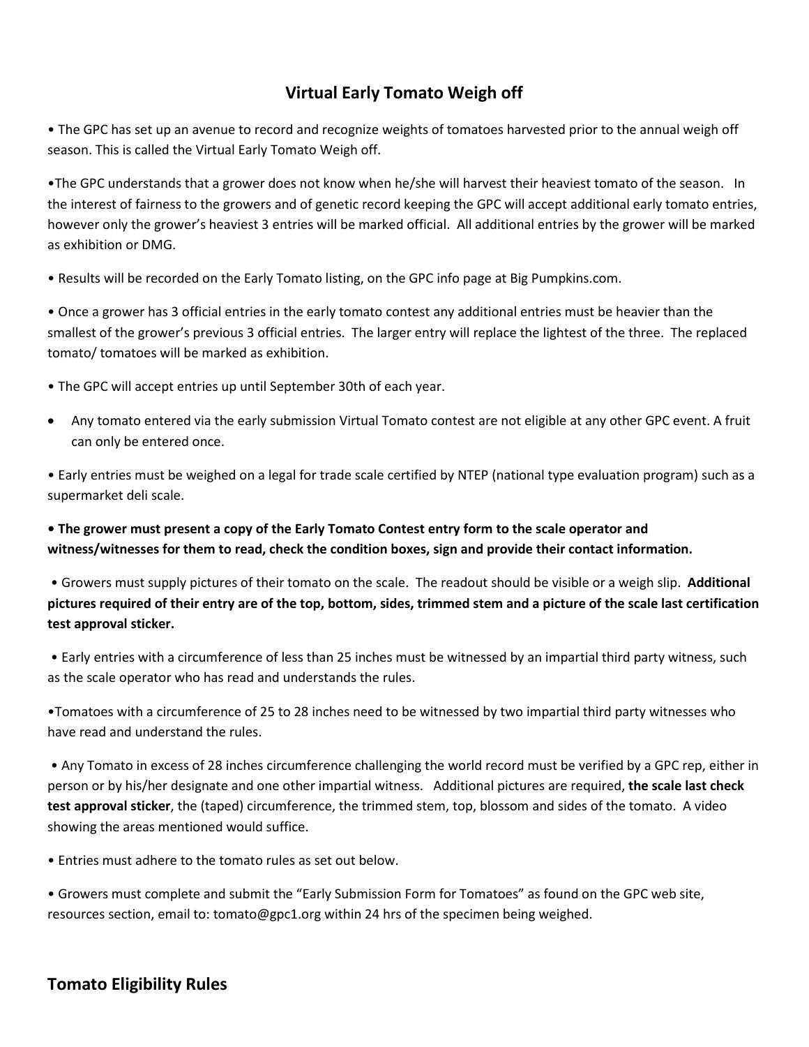## Virtual Early Tomato Weigh off

- The GPC has set up an avenue to record and recognize weights of tomatoes harvested prior to the annual weigh off season. This is called the Virtual Early Tomato Weigh off.

- The GPC understands that a grower does not know when he/she will harvest their heaviest tomato of the season. In the interest of fairness to the growers and of genetic record keeping the GPC will accept additional early tomato entries, however only the grower's heaviest 3 entries will be marked official. All additional entries by the grower will be marked as exhibition or DMG.

- Results will be recorded on the Early Tomato listing, on the GPC info page at Big Pumpkins.com.

- Once a grower has 3 official entries in the early tomato contest any additional entries must be heavier than the smallest of the grower's previous 3 official entries. The larger entry will replace the lightest of the three. The replaced tomato/ tomatoes will be marked as exhibition.

- The GPC will accept entries up until September 30th of each year.

- Any tomato entered via the early submission Virtual Tomato contest are not eligible at any other GPC event. A fruit can only be entered once.

- Early entries must be weighed on a legal for trade scale certified by NTEP (national type evaluation program) such as a supermarket deli scale.

- **The grower must present a copy of the Early Tomato Contest entry form to the scale operator and witness/witnesses for them to read, check the condition boxes, sign and provide their contact information.**

- Growers must supply pictures of their tomato on the scale. The readout should be visible or a weigh slip. **Additional pictures required of their entry are of the top, bottom, sides, trimmed stem and a picture of the scale last certification test approval sticker.**

- Early entries with a circumference of less than 25 inches must be witnessed by an impartial third party witness, such as the scale operator who has read and understands the rules.

- Tomatoes with a circumference of 25 to 28 inches need to be witnessed by two impartial third party witnesses who have read and understand the rules.

- Any Tomato in excess of 28 inches circumference challenging the world record must be verified by a GPC rep, either in person or by his/her designate and one other impartial witness. Additional pictures are required, **the scale last check test approval sticker**, the (taped) circumference, the trimmed stem, top, blossom and sides of the tomato. A video showing the areas mentioned would suffice.

- Entries must adhere to the tomato rules as set out below.

- Growers must complete and submit the "Early Submission Form for Tomatoes" as found on the GPC web site, resources section, email to: tomato@gpc1.org within 24 hrs of the specimen being weighed.

## Tomato Eligibility Rules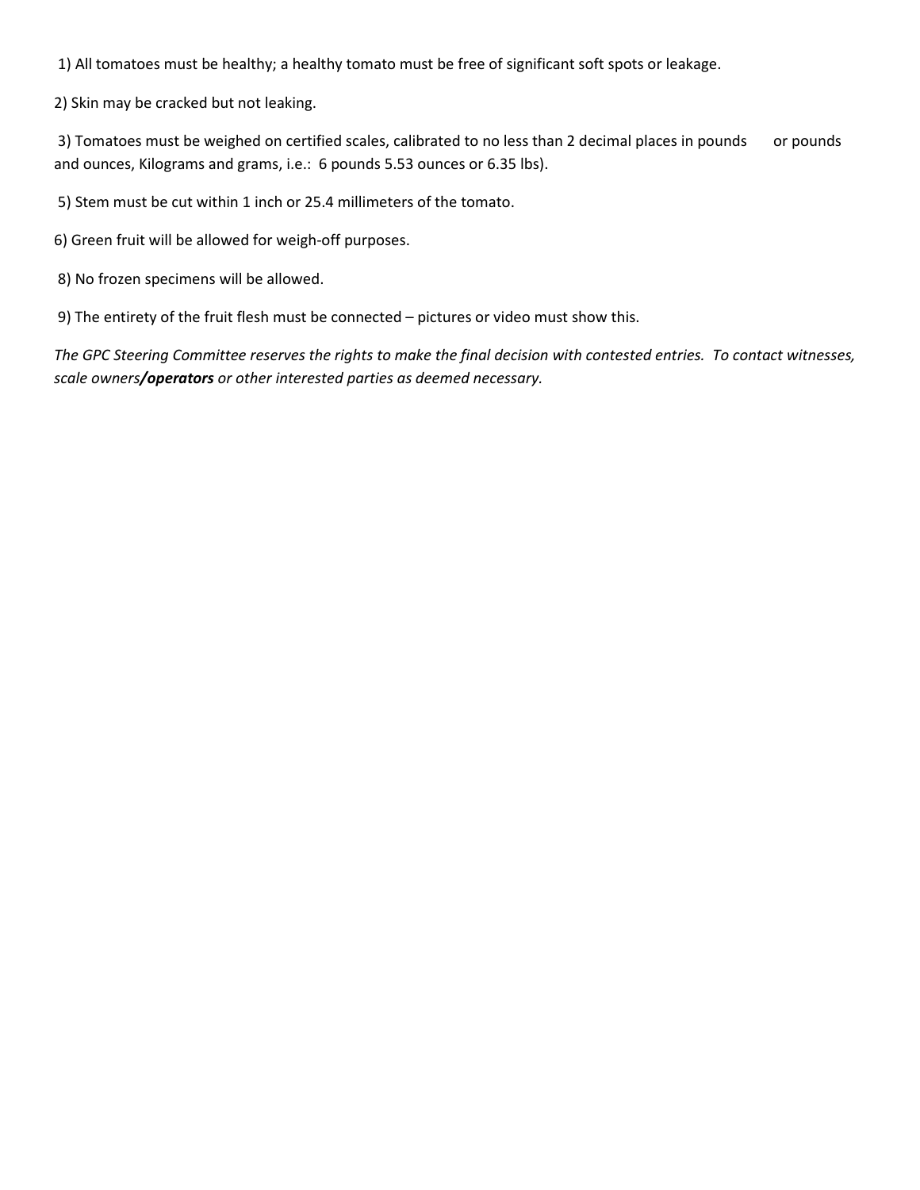1) All tomatoes must be healthy; a healthy tomato must be free of significant soft spots or leakage.

2) Skin may be cracked but not leaking.

3) Tomatoes must be weighed on certified scales, calibrated to no less than 2 decimal places in pounds or pounds and ounces, Kilograms and grams, i.e.: 6 pounds 5.53 ounces or 6.35 lbs).

5) Stem must be cut within 1 inch or 25.4 millimeters of the tomato.

6) Green fruit will be allowed for weigh-off purposes.

8) No frozen specimens will be allowed.

9) The entirety of the fruit flesh must be connected – pictures or video must show this.

*The GPC Steering Committee reserves the rights to make the final decision with contested entries. To contact witnesses, scale owners**/operators** or other interested parties as deemed necessary.*